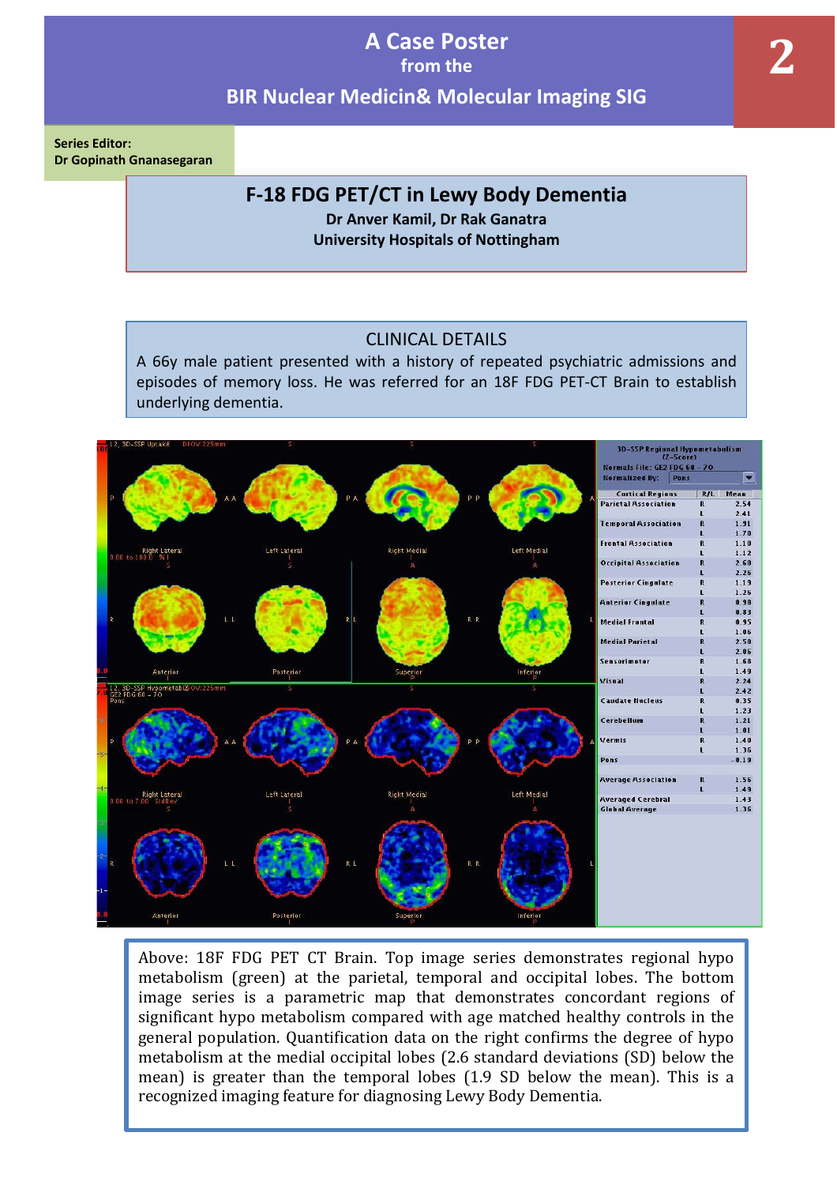# A Case Poster
## from the
## BIR Nuclear Medicin& Molecular Imaging SIG

**Series Editor:**
**Dr Gopinath Gnanasegaran**

## F-18 FDG PET/CT in Lewy Body Dementia

**Dr Anver Kamil, Dr Rak Ganatra**
**University Hospitals of Nottingham**

### CLINICAL DETAILS

A 66y male patient presented with a history of repeated psychiatric admissions and episodes of memory loss. He was referred for an 18F FDG PET-CT Brain to establish underlying dementia.

**3D-SSP Regional Hypometabolism (Z-Score)**
Normals File: GE2 FDG 60 - 70
Normalized By: Pons

| Cortical Regions | R/L | Mean |
|---|---|---|
| Parietal Association | R | 2.54 |
| | L | 2.41 |
| Temporal Association | R | 1.91 |
| | L | 1.70 |
| Frontal Association | R | 1.10 |
| | L | 1.12 |
| Occipital Association | R | 2.60 |
| | L | 2.26 |
| Posterior Cingulate | R | 1.19 |
| | L | 1.26 |
| Anterior Cingulate | R | 0.90 |
| | L | 0.83 |
| Medial Frontal | R | 0.95 |
| | L | 1.06 |
| Medial Parietal | R | 2.50 |
| | L | 2.06 |
| Sensorimotor | R | 1.68 |
| | L | 1.49 |
| Visual | R | 2.24 |
| | L | 2.42 |
| Caudate Nucleus | R | 0.35 |
| | L | 1.23 |
| Cerebellum | R | 1.21 |
| | L | 1.01 |
| Vermis | R | 1.40 |
| | L | 1.36 |
| Pons | | -0.19 |
| Average Association | R | 1.56 |
| | L | 1.49 |
| Averaged Cerebral | | 1.43 |
| Global Average | | 1.36 |

Above: 18F FDG PET CT Brain. Top image series demonstrates regional hypo metabolism (green) at the parietal, temporal and occipital lobes. The bottom image series is a parametric map that demonstrates concordant regions of significant hypo metabolism compared with age matched healthy controls in the general population. Quantification data on the right confirms the degree of hypo metabolism at the medial occipital lobes (2.6 standard deviations (SD) below the mean) is greater than the temporal lobes (1.9 SD below the mean). This is a recognized imaging feature for diagnosing Lewy Body Dementia.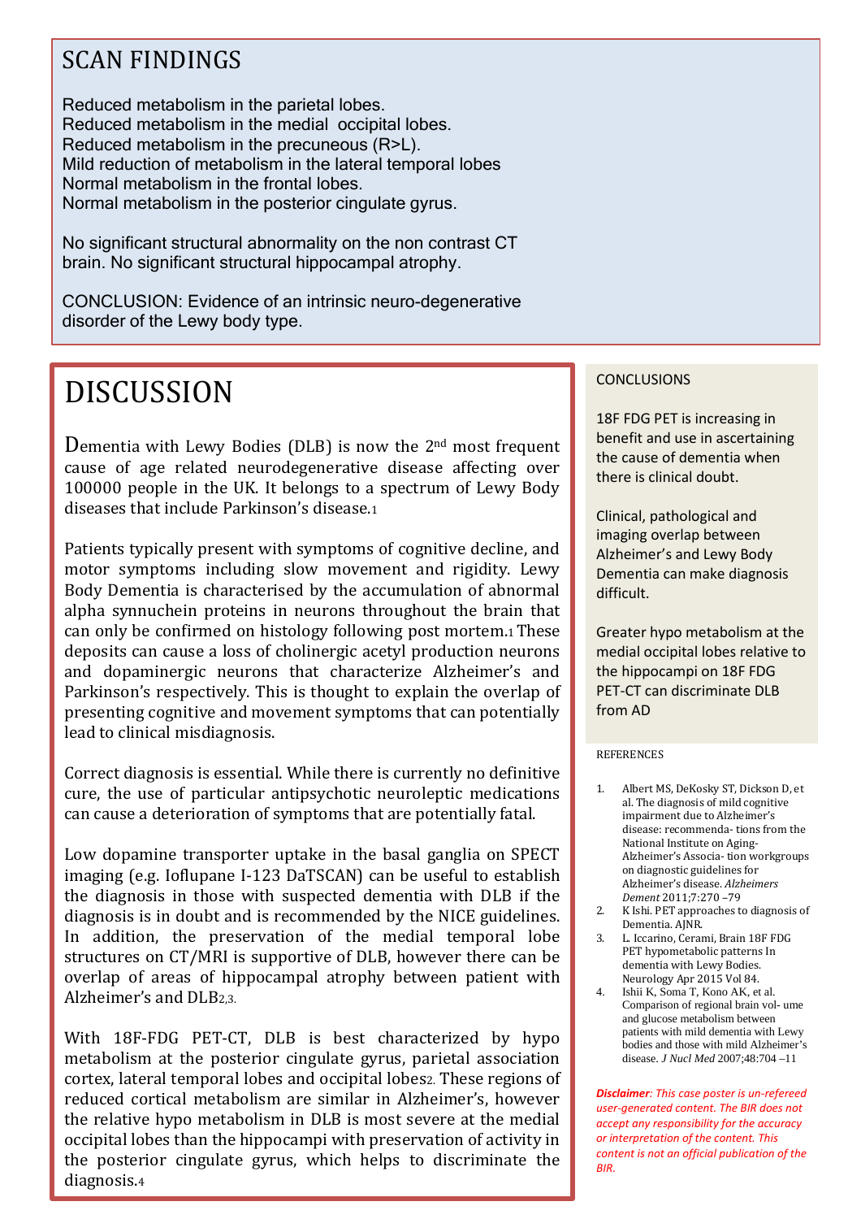## SCAN FINDINGS

Reduced metabolism in the parietal lobes.
Reduced metabolism in the medial occipital lobes.
Reduced metabolism in the precuneous (R>L).
Mild reduction of metabolism in the lateral temporal lobes
Normal metabolism in the frontal lobes.
Normal metabolism in the posterior cingulate gyrus.

No significant structural abnormality on the non contrast CT brain. No significant structural hippocampal atrophy.

CONCLUSION: Evidence of an intrinsic neuro-degenerative disorder of the Lewy body type.

# DISCUSSION

Dementia with Lewy Bodies (DLB) is now the 2nd most frequent cause of age related neurodegenerative disease affecting over 100000 people in the UK. It belongs to a spectrum of Lewy Body diseases that include Parkinson's disease.[1]

Patients typically present with symptoms of cognitive decline, and motor symptoms including slow movement and rigidity. Lewy Body Dementia is characterised by the accumulation of abnormal alpha synnuchein proteins in neurons throughout the brain that can only be confirmed on histology following post mortem.[1] These deposits can cause a loss of cholinergic acetyl production neurons and dopaminergic neurons that characterize Alzheimer's and Parkinson's respectively. This is thought to explain the overlap of presenting cognitive and movement symptoms that can potentially lead to clinical misdiagnosis.

Correct diagnosis is essential. While there is currently no definitive cure, the use of particular antipsychotic neuroleptic medications can cause a deterioration of symptoms that are potentially fatal.

Low dopamine transporter uptake in the basal ganglia on SPECT imaging (e.g. Ioflupane I-123 DaTSCAN) can be useful to establish the diagnosis in those with suspected dementia with DLB if the diagnosis is in doubt and is recommended by the NICE guidelines. In addition, the preservation of the medial temporal lobe structures on CT/MRI is supportive of DLB, however there can be overlap of areas of hippocampal atrophy between patient with Alzheimer's and DLB[2,3].

With 18F-FDG PET-CT, DLB is best characterized by hypo metabolism at the posterior cingulate gyrus, parietal association cortex, lateral temporal lobes and occipital lobes[2]. These regions of reduced cortical metabolism are similar in Alzheimer's, however the relative hypo metabolism in DLB is most severe at the medial occipital lobes than the hippocampi with preservation of activity in the posterior cingulate gyrus, which helps to discriminate the diagnosis.[4]

## CONCLUSIONS

18F FDG PET is increasing in benefit and use in ascertaining the cause of dementia when there is clinical doubt.

Clinical, pathological and imaging overlap between Alzheimer's and Lewy Body Dementia can make diagnosis difficult.

Greater hypo metabolism at the medial occipital lobes relative to the hippocampi on 18F FDG PET-CT can discriminate DLB from AD

## REFERENCES

1. Albert MS, DeKosky ST, Dickson D, et al. The diagnosis of mild cognitive impairment due to Alzheimer's disease: recommenda- tions from the National Institute on Aging-Alzheimer's Associa- tion workgroups on diagnostic guidelines for Alzheimer's disease. *Alzheimers Dement* 2011;7:270 –79
2. K Ishi. PET approaches to diagnosis of Dementia. AJNR.
3. L. Iccarino, Cerami, Brain 18F FDG PET hypometabolic patterns In dementia with Lewy Bodies. Neurology Apr 2015 Vol 84.
4. Ishii K, Soma T, Kono AK, et al. Comparison of regional brain vol- ume and glucose metabolism between patients with mild dementia with Lewy bodies and those with mild Alzheimer's disease. *J Nucl Med* 2007;48:704 –11

***Disclaimer**: This case poster is un-refereed user-generated content. The BIR does not accept any responsibility for the accuracy or interpretation of the content. This content is not an official publication of the BIR.*